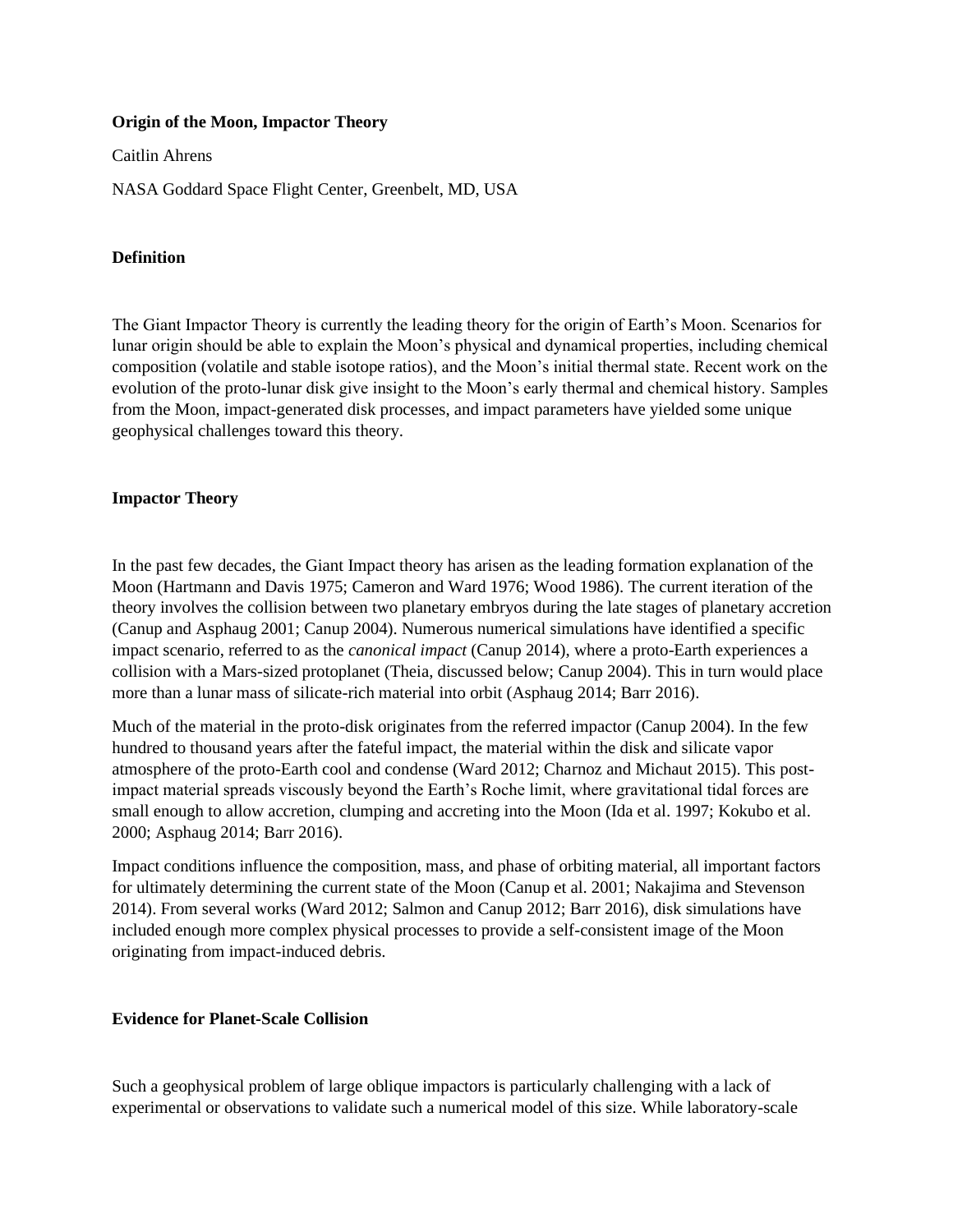**Origin of the Moon, Impactor Theory**

Caitlin Ahrens

NASA Goddard Space Flight Center, Greenbelt, MD, USA

**Definition**

The Giant Impactor Theory is currently the leading theory for the origin of Earth's Moon. Scenarios for lunar origin should be able to explain the Moon's physical and dynamical properties, including chemical composition (volatile and stable isotope ratios), and the Moon's initial thermal state. Recent work on the evolution of the proto-lunar disk give insight to the Moon's early thermal and chemical history. Samples from the Moon, impact-generated disk processes, and impact parameters have yielded some unique geophysical challenges toward this theory.

**Impactor Theory**

In the past few decades, the Giant Impact theory has arisen as the leading formation explanation of the Moon (Hartmann and Davis 1975; Cameron and Ward 1976; Wood 1986). The current iteration of the theory involves the collision between two planetary embryos during the late stages of planetary accretion (Canup and Asphaug 2001; Canup 2004). Numerous numerical simulations have identified a specific impact scenario, referred to as the *canonical impact* (Canup 2014), where a proto-Earth experiences a collision with a Mars-sized protoplanet (Theia, discussed below; Canup 2004). This in turn would place more than a lunar mass of silicate-rich material into orbit (Asphaug 2014; Barr 2016).

Much of the material in the proto-disk originates from the referred impactor (Canup 2004). In the few hundred to thousand years after the fateful impact, the material within the disk and silicate vapor atmosphere of the proto-Earth cool and condense (Ward 2012; Charnoz and Michaut 2015). This post-impact material spreads viscously beyond the Earth's Roche limit, where gravitational tidal forces are small enough to allow accretion, clumping and accreting into the Moon (Ida et al. 1997; Kokubo et al. 2000; Asphaug 2014; Barr 2016).

Impact conditions influence the composition, mass, and phase of orbiting material, all important factors for ultimately determining the current state of the Moon (Canup et al. 2001; Nakajima and Stevenson 2014). From several works (Ward 2012; Salmon and Canup 2012; Barr 2016), disk simulations have included enough more complex physical processes to provide a self-consistent image of the Moon originating from impact-induced debris.

**Evidence for Planet-Scale Collision**

Such a geophysical problem of large oblique impactors is particularly challenging with a lack of experimental or observations to validate such a numerical model of this size. While laboratory-scale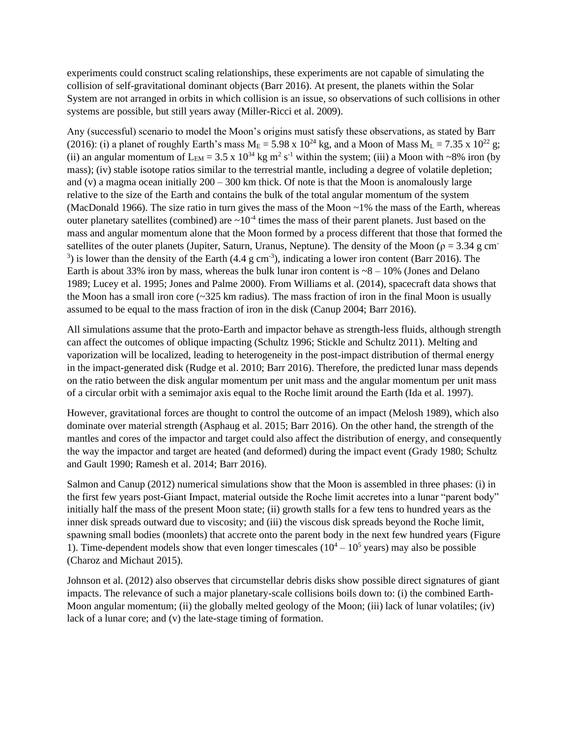experiments could construct scaling relationships, these experiments are not capable of simulating the collision of self-gravitational dominant objects (Barr 2016). At present, the planets within the Solar System are not arranged in orbits in which collision is an issue, so observations of such collisions in other systems are possible, but still years away (Miller-Ricci et al. 2009).

Any (successful) scenario to model the Moon's origins must satisfy these observations, as stated by Barr (2016): (i) a planet of roughly Earth's mass $M_E = 5.98 \times 10^{24}$ kg, and a Moon of Mass $M_L = 7.35 \times 10^{22}$ g; (ii) an angular momentum of $L_{EM} = 3.5 \times 10^{34}$ kg m$^2$ s$^{-1}$ within the system; (iii) a Moon with ~8% iron (by mass); (iv) stable isotope ratios similar to the terrestrial mantle, including a degree of volatile depletion; and (v) a magma ocean initially 200 – 300 km thick. Of note is that the Moon is anomalously large relative to the size of the Earth and contains the bulk of the total angular momentum of the system (MacDonald 1966). The size ratio in turn gives the mass of the Moon ~1% the mass of the Earth, whereas outer planetary satellites (combined) are ~$10^{-4}$ times the mass of their parent planets. Just based on the mass and angular momentum alone that the Moon formed by a process different that those that formed the satellites of the outer planets (Jupiter, Saturn, Uranus, Neptune). The density of the Moon ($\rho = 3.34$ g cm$^{-3}$) is lower than the density of the Earth (4.4 g cm$^{-3}$), indicating a lower iron content (Barr 2016). The Earth is about 33% iron by mass, whereas the bulk lunar iron content is ~8 – 10% (Jones and Delano 1989; Lucey et al. 1995; Jones and Palme 2000). From Williams et al. (2014), spacecraft data shows that the Moon has a small iron core (~325 km radius). The mass fraction of iron in the final Moon is usually assumed to be equal to the mass fraction of iron in the disk (Canup 2004; Barr 2016).

All simulations assume that the proto-Earth and impactor behave as strength-less fluids, although strength can affect the outcomes of oblique impacting (Schultz 1996; Stickle and Schultz 2011). Melting and vaporization will be localized, leading to heterogeneity in the post-impact distribution of thermal energy in the impact-generated disk (Rudge et al. 2010; Barr 2016). Therefore, the predicted lunar mass depends on the ratio between the disk angular momentum per unit mass and the angular momentum per unit mass of a circular orbit with a semimajor axis equal to the Roche limit around the Earth (Ida et al. 1997).

However, gravitational forces are thought to control the outcome of an impact (Melosh 1989), which also dominate over material strength (Asphaug et al. 2015; Barr 2016). On the other hand, the strength of the mantles and cores of the impactor and target could also affect the distribution of energy, and consequently the way the impactor and target are heated (and deformed) during the impact event (Grady 1980; Schultz and Gault 1990; Ramesh et al. 2014; Barr 2016).

Salmon and Canup (2012) numerical simulations show that the Moon is assembled in three phases: (i) in the first few years post-Giant Impact, material outside the Roche limit accretes into a lunar "parent body" initially half the mass of the present Moon state; (ii) growth stalls for a few tens to hundred years as the inner disk spreads outward due to viscosity; and (iii) the viscous disk spreads beyond the Roche limit, spawning small bodies (moonlets) that accrete onto the parent body in the next few hundred years (Figure 1). Time-dependent models show that even longer timescales ($10^4 – 10^5$ years) may also be possible (Charoz and Michaut 2015).

Johnson et al. (2012) also observes that circumstellar debris disks show possible direct signatures of giant impacts. The relevance of such a major planetary-scale collisions boils down to: (i) the combined Earth-Moon angular momentum; (ii) the globally melted geology of the Moon; (iii) lack of lunar volatiles; (iv) lack of a lunar core; and (v) the late-stage timing of formation.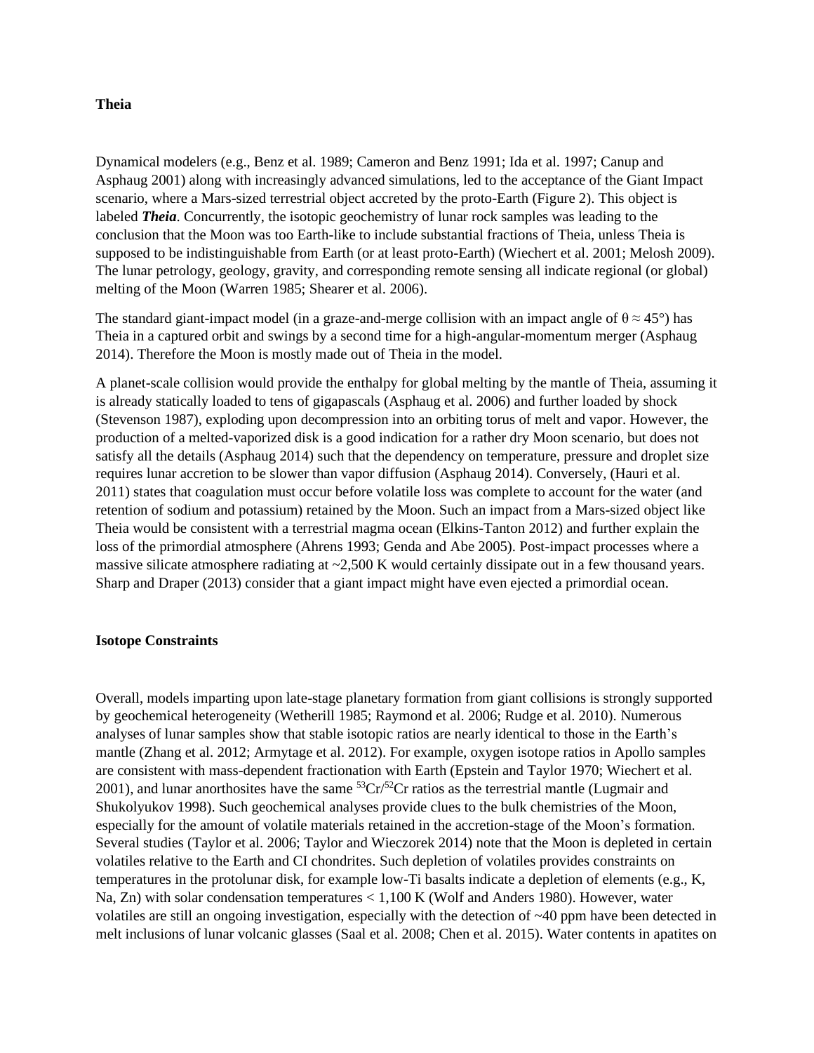**Theia**

Dynamical modelers (e.g., Benz et al. 1989; Cameron and Benz 1991; Ida et al. 1997; Canup and Asphaug 2001) along with increasingly advanced simulations, led to the acceptance of the Giant Impact scenario, where a Mars-sized terrestrial object accreted by the proto-Earth (Figure 2). This object is labeled ***Theia***. Concurrently, the isotopic geochemistry of lunar rock samples was leading to the conclusion that the Moon was too Earth-like to include substantial fractions of Theia, unless Theia is supposed to be indistinguishable from Earth (or at least proto-Earth) (Wiechert et al. 2001; Melosh 2009). The lunar petrology, geology, gravity, and corresponding remote sensing all indicate regional (or global) melting of the Moon (Warren 1985; Shearer et al. 2006).

The standard giant-impact model (in a graze-and-merge collision with an impact angle of $\theta \approx 45°$) has Theia in a captured orbit and swings by a second time for a high-angular-momentum merger (Asphaug 2014). Therefore the Moon is mostly made out of Theia in the model.

A planet-scale collision would provide the enthalpy for global melting by the mantle of Theia, assuming it is already statically loaded to tens of gigapascals (Asphaug et al. 2006) and further loaded by shock (Stevenson 1987), exploding upon decompression into an orbiting torus of melt and vapor. However, the production of a melted-vaporized disk is a good indication for a rather dry Moon scenario, but does not satisfy all the details (Asphaug 2014) such that the dependency on temperature, pressure and droplet size requires lunar accretion to be slower than vapor diffusion (Asphaug 2014). Conversely, (Hauri et al. 2011) states that coagulation must occur before volatile loss was complete to account for the water (and retention of sodium and potassium) retained by the Moon. Such an impact from a Mars-sized object like Theia would be consistent with a terrestrial magma ocean (Elkins-Tanton 2012) and further explain the loss of the primordial atmosphere (Ahrens 1993; Genda and Abe 2005). Post-impact processes where a massive silicate atmosphere radiating at ~2,500 K would certainly dissipate out in a few thousand years. Sharp and Draper (2013) consider that a giant impact might have even ejected a primordial ocean.

**Isotope Constraints**

Overall, models imparting upon late-stage planetary formation from giant collisions is strongly supported by geochemical heterogeneity (Wetherill 1985; Raymond et al. 2006; Rudge et al. 2010). Numerous analyses of lunar samples show that stable isotopic ratios are nearly identical to those in the Earth's mantle (Zhang et al. 2012; Armytage et al. 2012). For example, oxygen isotope ratios in Apollo samples are consistent with mass-dependent fractionation with Earth (Epstein and Taylor 1970; Wiechert et al. 2001), and lunar anorthosites have the same $^{53}Cr/^{52}Cr$ ratios as the terrestrial mantle (Lugmair and Shukolyukov 1998). Such geochemical analyses provide clues to the bulk chemistries of the Moon, especially for the amount of volatile materials retained in the accretion-stage of the Moon's formation. Several studies (Taylor et al. 2006; Taylor and Wieczorek 2014) note that the Moon is depleted in certain volatiles relative to the Earth and CI chondrites. Such depletion of volatiles provides constraints on temperatures in the protolunar disk, for example low-Ti basalts indicate a depletion of elements (e.g., K, Na, Zn) with solar condensation temperatures < 1,100 K (Wolf and Anders 1980). However, water volatiles are still an ongoing investigation, especially with the detection of ~40 ppm have been detected in melt inclusions of lunar volcanic glasses (Saal et al. 2008; Chen et al. 2015). Water contents in apatites on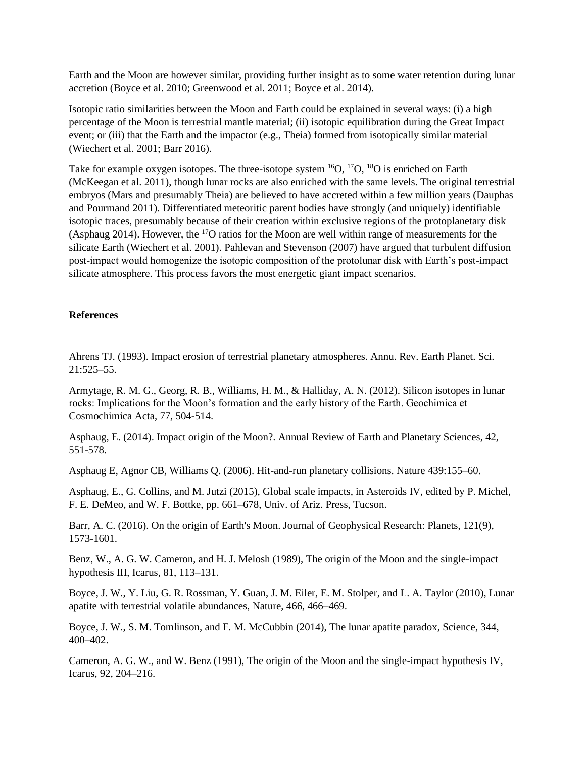Earth and the Moon are however similar, providing further insight as to some water retention during lunar accretion (Boyce et al. 2010; Greenwood et al. 2011; Boyce et al. 2014).

Isotopic ratio similarities between the Moon and Earth could be explained in several ways: (i) a high percentage of the Moon is terrestrial mantle material; (ii) isotopic equilibration during the Great Impact event; or (iii) that the Earth and the impactor (e.g., Theia) formed from isotopically similar material (Wiechert et al. 2001; Barr 2016).

Take for example oxygen isotopes. The three-isotope system $^{16}O$, $^{17}O$, $^{18}O$ is enriched on Earth (McKeegan et al. 2011), though lunar rocks are also enriched with the same levels. The original terrestrial embryos (Mars and presumably Theia) are believed to have accreted within a few million years (Dauphas and Pourmand 2011). Differentiated meteoritic parent bodies have strongly (and uniquely) identifiable isotopic traces, presumably because of their creation within exclusive regions of the protoplanetary disk (Asphaug 2014). However, the $^{17}O$ ratios for the Moon are well within range of measurements for the silicate Earth (Wiechert et al. 2001). Pahlevan and Stevenson (2007) have argued that turbulent diffusion post-impact would homogenize the isotopic composition of the protolunar disk with Earth's post-impact silicate atmosphere. This process favors the most energetic giant impact scenarios.

**References**

Ahrens TJ. (1993). Impact erosion of terrestrial planetary atmospheres. Annu. Rev. Earth Planet. Sci. 21:525–55.

Armytage, R. M. G., Georg, R. B., Williams, H. M., & Halliday, A. N. (2012). Silicon isotopes in lunar rocks: Implications for the Moon's formation and the early history of the Earth. Geochimica et Cosmochimica Acta, 77, 504-514.

Asphaug, E. (2014). Impact origin of the Moon?. Annual Review of Earth and Planetary Sciences, 42, 551-578.

Asphaug E, Agnor CB, Williams Q. (2006). Hit-and-run planetary collisions. Nature 439:155–60.

Asphaug, E., G. Collins, and M. Jutzi (2015), Global scale impacts, in Asteroids IV, edited by P. Michel, F. E. DeMeo, and W. F. Bottke, pp. 661–678, Univ. of Ariz. Press, Tucson.

Barr, A. C. (2016). On the origin of Earth's Moon. Journal of Geophysical Research: Planets, 121(9), 1573-1601.

Benz, W., A. G. W. Cameron, and H. J. Melosh (1989), The origin of the Moon and the single-impact hypothesis III, Icarus, 81, 113–131.

Boyce, J. W., Y. Liu, G. R. Rossman, Y. Guan, J. M. Eiler, E. M. Stolper, and L. A. Taylor (2010), Lunar apatite with terrestrial volatile abundances, Nature, 466, 466–469.

Boyce, J. W., S. M. Tomlinson, and F. M. McCubbin (2014), The lunar apatite paradox, Science, 344, 400–402.

Cameron, A. G. W., and W. Benz (1991), The origin of the Moon and the single-impact hypothesis IV, Icarus, 92, 204–216.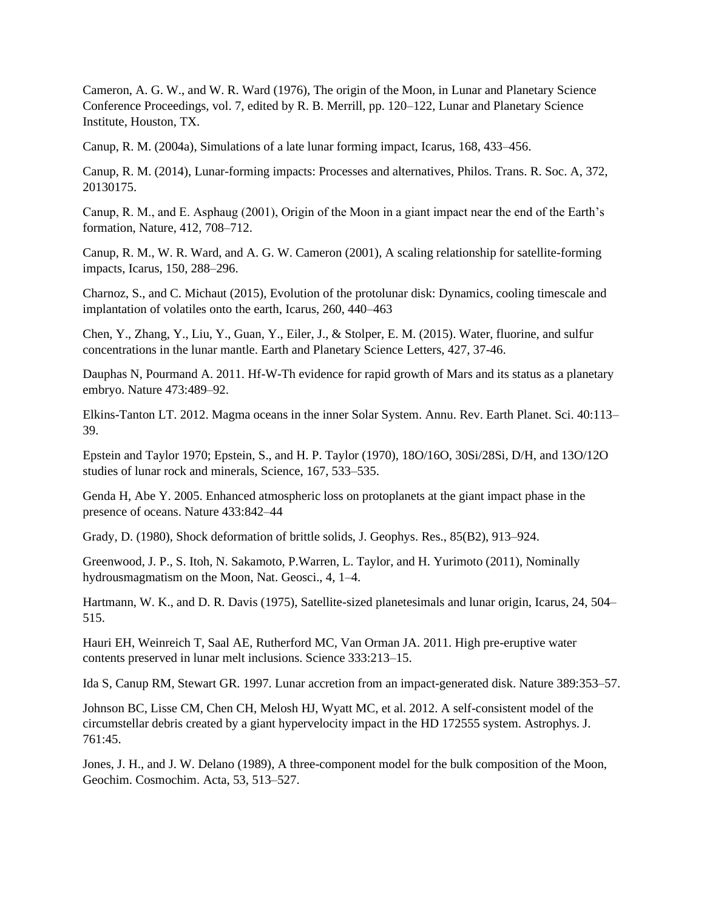Cameron, A. G. W., and W. R. Ward (1976), The origin of the Moon, in Lunar and Planetary Science Conference Proceedings, vol. 7, edited by R. B. Merrill, pp. 120–122, Lunar and Planetary Science Institute, Houston, TX.

Canup, R. M. (2004a), Simulations of a late lunar forming impact, Icarus, 168, 433–456.

Canup, R. M. (2014), Lunar-forming impacts: Processes and alternatives, Philos. Trans. R. Soc. A, 372, 20130175.

Canup, R. M., and E. Asphaug (2001), Origin of the Moon in a giant impact near the end of the Earth's formation, Nature, 412, 708–712.

Canup, R. M., W. R. Ward, and A. G. W. Cameron (2001), A scaling relationship for satellite-forming impacts, Icarus, 150, 288–296.

Charnoz, S., and C. Michaut (2015), Evolution of the protolunar disk: Dynamics, cooling timescale and implantation of volatiles onto the earth, Icarus, 260, 440–463

Chen, Y., Zhang, Y., Liu, Y., Guan, Y., Eiler, J., & Stolper, E. M. (2015). Water, fluorine, and sulfur concentrations in the lunar mantle. Earth and Planetary Science Letters, 427, 37-46.

Dauphas N, Pourmand A. 2011. Hf-W-Th evidence for rapid growth of Mars and its status as a planetary embryo. Nature 473:489–92.

Elkins-Tanton LT. 2012. Magma oceans in the inner Solar System. Annu. Rev. Earth Planet. Sci. 40:113–39.

Epstein and Taylor 1970; Epstein, S., and H. P. Taylor (1970), 18O/16O, 30Si/28Si, D/H, and 13O/12O studies of lunar rock and minerals, Science, 167, 533–535.

Genda H, Abe Y. 2005. Enhanced atmospheric loss on protoplanets at the giant impact phase in the presence of oceans. Nature 433:842–44

Grady, D. (1980), Shock deformation of brittle solids, J. Geophys. Res., 85(B2), 913–924.

Greenwood, J. P., S. Itoh, N. Sakamoto, P.Warren, L. Taylor, and H. Yurimoto (2011), Nominally hydrousmagmatism on the Moon, Nat. Geosci., 4, 1–4.

Hartmann, W. K., and D. R. Davis (1975), Satellite-sized planetesimals and lunar origin, Icarus, 24, 504–515.

Hauri EH, Weinreich T, Saal AE, Rutherford MC, Van Orman JA. 2011. High pre-eruptive water contents preserved in lunar melt inclusions. Science 333:213–15.

Ida S, Canup RM, Stewart GR. 1997. Lunar accretion from an impact-generated disk. Nature 389:353–57.

Johnson BC, Lisse CM, Chen CH, Melosh HJ, Wyatt MC, et al. 2012. A self-consistent model of the circumstellar debris created by a giant hypervelocity impact in the HD 172555 system. Astrophys. J. 761:45.

Jones, J. H., and J. W. Delano (1989), A three-component model for the bulk composition of the Moon, Geochim. Cosmochim. Acta, 53, 513–527.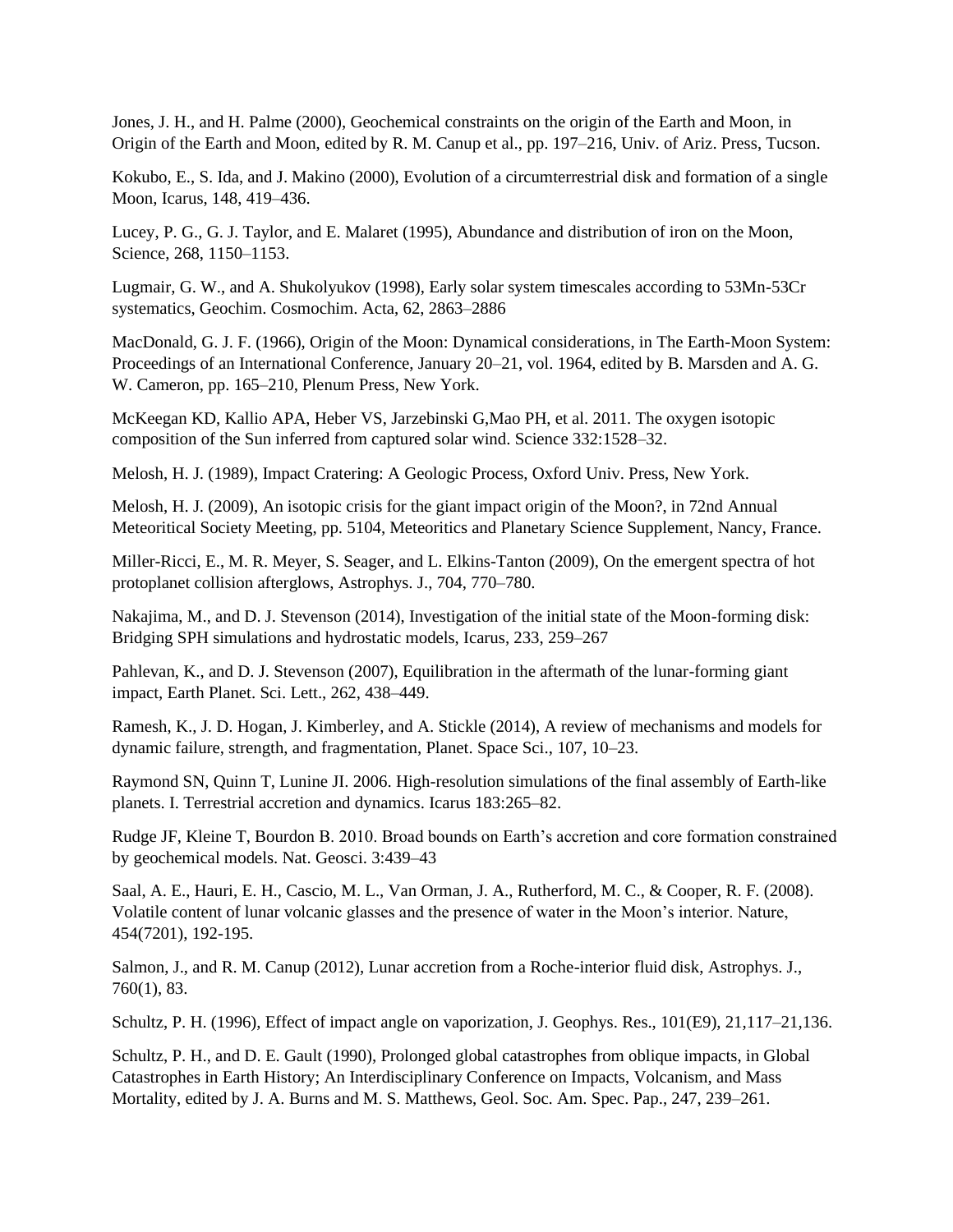Jones, J. H., and H. Palme (2000), Geochemical constraints on the origin of the Earth and Moon, in Origin of the Earth and Moon, edited by R. M. Canup et al., pp. 197–216, Univ. of Ariz. Press, Tucson.

Kokubo, E., S. Ida, and J. Makino (2000), Evolution of a circumterrestrial disk and formation of a single Moon, Icarus, 148, 419–436.

Lucey, P. G., G. J. Taylor, and E. Malaret (1995), Abundance and distribution of iron on the Moon, Science, 268, 1150–1153.

Lugmair, G. W., and A. Shukolyukov (1998), Early solar system timescales according to 53Mn-53Cr systematics, Geochim. Cosmochim. Acta, 62, 2863–2886

MacDonald, G. J. F. (1966), Origin of the Moon: Dynamical considerations, in The Earth-Moon System: Proceedings of an International Conference, January 20–21, vol. 1964, edited by B. Marsden and A. G. W. Cameron, pp. 165–210, Plenum Press, New York.

McKeegan KD, Kallio APA, Heber VS, Jarzebinski G,Mao PH, et al. 2011. The oxygen isotopic composition of the Sun inferred from captured solar wind. Science 332:1528–32.

Melosh, H. J. (1989), Impact Cratering: A Geologic Process, Oxford Univ. Press, New York.

Melosh, H. J. (2009), An isotopic crisis for the giant impact origin of the Moon?, in 72nd Annual Meteoritical Society Meeting, pp. 5104, Meteoritics and Planetary Science Supplement, Nancy, France.

Miller-Ricci, E., M. R. Meyer, S. Seager, and L. Elkins-Tanton (2009), On the emergent spectra of hot protoplanet collision afterglows, Astrophys. J., 704, 770–780.

Nakajima, M., and D. J. Stevenson (2014), Investigation of the initial state of the Moon-forming disk: Bridging SPH simulations and hydrostatic models, Icarus, 233, 259–267

Pahlevan, K., and D. J. Stevenson (2007), Equilibration in the aftermath of the lunar-forming giant impact, Earth Planet. Sci. Lett., 262, 438–449.

Ramesh, K., J. D. Hogan, J. Kimberley, and A. Stickle (2014), A review of mechanisms and models for dynamic failure, strength, and fragmentation, Planet. Space Sci., 107, 10–23.

Raymond SN, Quinn T, Lunine JI. 2006. High-resolution simulations of the final assembly of Earth-like planets. I. Terrestrial accretion and dynamics. Icarus 183:265–82.

Rudge JF, Kleine T, Bourdon B. 2010. Broad bounds on Earth's accretion and core formation constrained by geochemical models. Nat. Geosci. 3:439–43

Saal, A. E., Hauri, E. H., Cascio, M. L., Van Orman, J. A., Rutherford, M. C., & Cooper, R. F. (2008). Volatile content of lunar volcanic glasses and the presence of water in the Moon's interior. Nature, 454(7201), 192-195.

Salmon, J., and R. M. Canup (2012), Lunar accretion from a Roche-interior fluid disk, Astrophys. J., 760(1), 83.

Schultz, P. H. (1996), Effect of impact angle on vaporization, J. Geophys. Res., 101(E9), 21,117–21,136.

Schultz, P. H., and D. E. Gault (1990), Prolonged global catastrophes from oblique impacts, in Global Catastrophes in Earth History; An Interdisciplinary Conference on Impacts, Volcanism, and Mass Mortality, edited by J. A. Burns and M. S. Matthews, Geol. Soc. Am. Spec. Pap., 247, 239–261.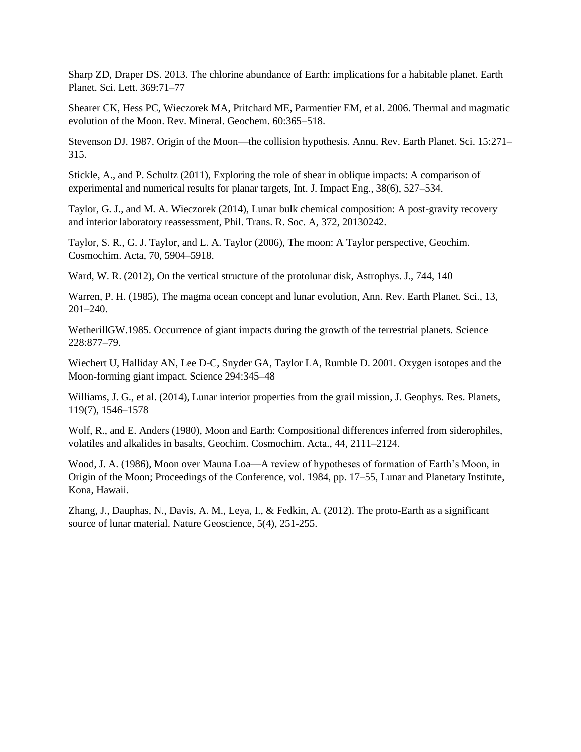Sharp ZD, Draper DS. 2013. The chlorine abundance of Earth: implications for a habitable planet. Earth Planet. Sci. Lett. 369:71–77

Shearer CK, Hess PC, Wieczorek MA, Pritchard ME, Parmentier EM, et al. 2006. Thermal and magmatic evolution of the Moon. Rev. Mineral. Geochem. 60:365–518.

Stevenson DJ. 1987. Origin of the Moon—the collision hypothesis. Annu. Rev. Earth Planet. Sci. 15:271–315.

Stickle, A., and P. Schultz (2011), Exploring the role of shear in oblique impacts: A comparison of experimental and numerical results for planar targets, Int. J. Impact Eng., 38(6), 527–534.

Taylor, G. J., and M. A. Wieczorek (2014), Lunar bulk chemical composition: A post-gravity recovery and interior laboratory reassessment, Phil. Trans. R. Soc. A, 372, 20130242.

Taylor, S. R., G. J. Taylor, and L. A. Taylor (2006), The moon: A Taylor perspective, Geochim. Cosmochim. Acta, 70, 5904–5918.

Ward, W. R. (2012), On the vertical structure of the protolunar disk, Astrophys. J., 744, 140

Warren, P. H. (1985), The magma ocean concept and lunar evolution, Ann. Rev. Earth Planet. Sci., 13, 201–240.

WetherillGW.1985. Occurrence of giant impacts during the growth of the terrestrial planets. Science 228:877–79.

Wiechert U, Halliday AN, Lee D-C, Snyder GA, Taylor LA, Rumble D. 2001. Oxygen isotopes and the Moon-forming giant impact. Science 294:345–48

Williams, J. G., et al. (2014), Lunar interior properties from the grail mission, J. Geophys. Res. Planets, 119(7), 1546–1578

Wolf, R., and E. Anders (1980), Moon and Earth: Compositional differences inferred from siderophiles, volatiles and alkalides in basalts, Geochim. Cosmochim. Acta., 44, 2111–2124.

Wood, J. A. (1986), Moon over Mauna Loa—A review of hypotheses of formation of Earth's Moon, in Origin of the Moon; Proceedings of the Conference, vol. 1984, pp. 17–55, Lunar and Planetary Institute, Kona, Hawaii.

Zhang, J., Dauphas, N., Davis, A. M., Leya, I., & Fedkin, A. (2012). The proto-Earth as a significant source of lunar material. Nature Geoscience, 5(4), 251-255.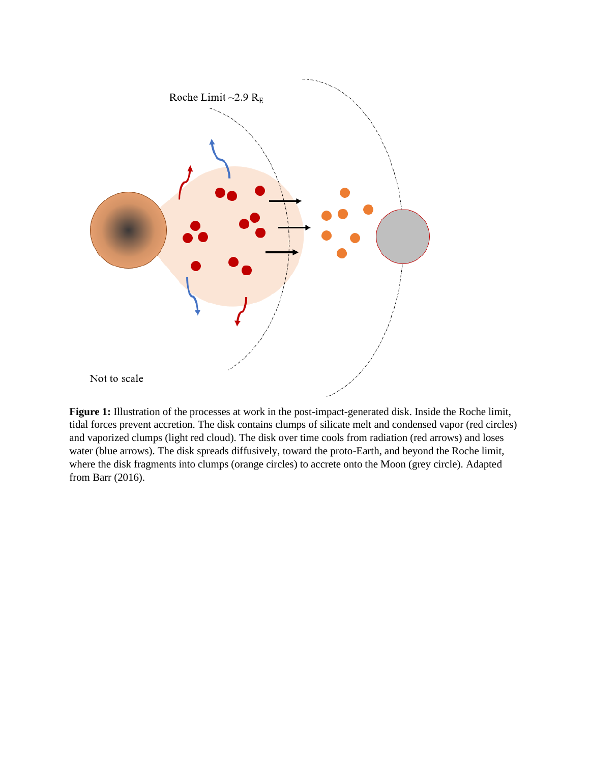Roche Limit ~2.9 $R_E$

Not to scale

**Figure 1:** Illustration of the processes at work in the post-impact-generated disk. Inside the Roche limit, tidal forces prevent accretion. The disk contains clumps of silicate melt and condensed vapor (red circles) and vaporized clumps (light red cloud). The disk over time cools from radiation (red arrows) and loses water (blue arrows). The disk spreads diffusively, toward the proto-Earth, and beyond the Roche limit, where the disk fragments into clumps (orange circles) to accrete onto the Moon (grey circle). Adapted from Barr (2016).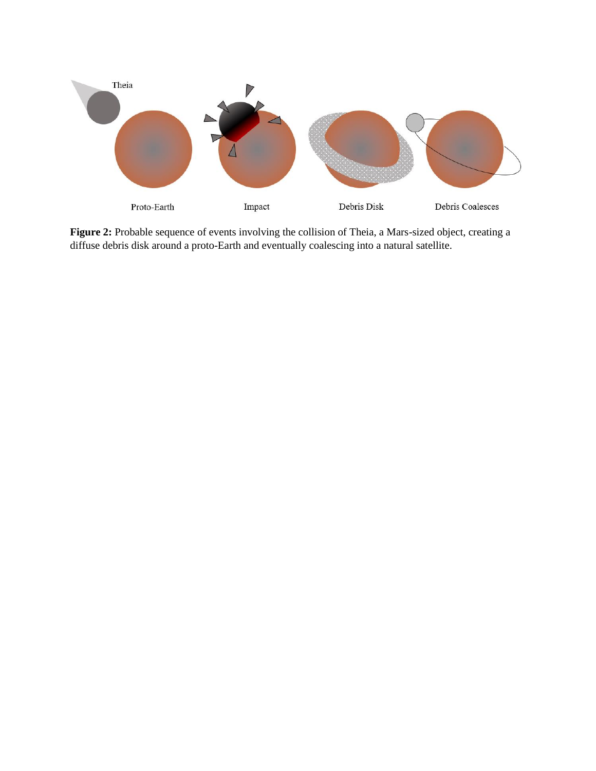Theia

Proto-Earth

Impact

Debris Disk

Debris Coalesces

**Figure 2:** Probable sequence of events involving the collision of Theia, a Mars-sized object, creating a diffuse debris disk around a proto-Earth and eventually coalescing into a natural satellite.